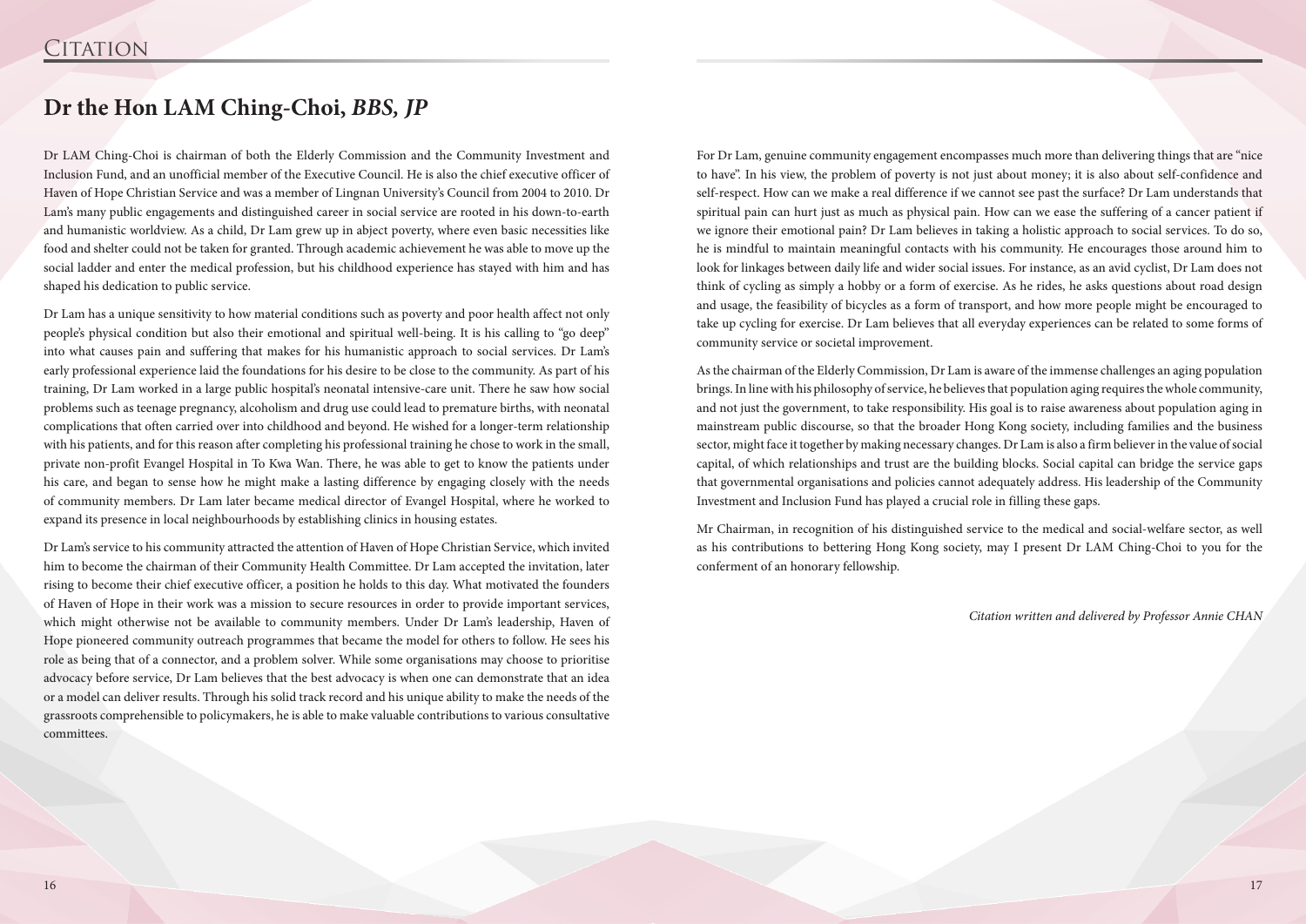# Citation

## Dr the Hon LAM Ching-Choi, *BBS, JP*

Dr LAM Ching-Choi is chairman of both the Elderly Commission and the Community Investment and Inclusion Fund, and an unofficial member of the Executive Council. He is also the chief executive officer of Haven of Hope Christian Service and was a member of Lingnan University's Council from 2004 to 2010. Dr Lam's many public engagements and distinguished career in social service are rooted in his down-to-earth and humanistic worldview. As a child, Dr Lam grew up in abject poverty, where even basic necessities like food and shelter could not be taken for granted. Through academic achievement he was able to move up the social ladder and enter the medical profession, but his childhood experience has stayed with him and has shaped his dedication to public service.

Dr Lam has a unique sensitivity to how material conditions such as poverty and poor health affect not only people's physical condition but also their emotional and spiritual well-being. It is his calling to "go deep" into what causes pain and suffering that makes for his humanistic approach to social services. Dr Lam's early professional experience laid the foundations for his desire to be close to the community. As part of his training, Dr Lam worked in a large public hospital's neonatal intensive-care unit. There he saw how social problems such as teenage pregnancy, alcoholism and drug use could lead to premature births, with neonatal complications that often carried over into childhood and beyond. He wished for a longer-term relationship with his patients, and for this reason after completing his professional training he chose to work in the small, private non-profit Evangel Hospital in To Kwa Wan. There, he was able to get to know the patients under his care, and began to sense how he might make a lasting difference by engaging closely with the needs of community members. Dr Lam later became medical director of Evangel Hospital, where he worked to expand its presence in local neighbourhoods by establishing clinics in housing estates.

Dr Lam's service to his community attracted the attention of Haven of Hope Christian Service, which invited him to become the chairman of their Community Health Committee. Dr Lam accepted the invitation, later rising to become their chief executive officer, a position he holds to this day. What motivated the founders of Haven of Hope in their work was a mission to secure resources in order to provide important services, which might otherwise not be available to community members. Under Dr Lam's leadership, Haven of Hope pioneered community outreach programmes that became the model for others to follow. He sees his role as being that of a connector, and a problem solver. While some organisations may choose to prioritise advocacy before service, Dr Lam believes that the best advocacy is when one can demonstrate that an idea or a model can deliver results. Through his solid track record and his unique ability to make the needs of the grassroots comprehensible to policymakers, he is able to make valuable contributions to various consultative committees.

For Dr Lam, genuine community engagement encompasses much more than delivering things that are "nice to have". In his view, the problem of poverty is not just about money; it is also about self-confidence and self-respect. How can we make a real difference if we cannot see past the surface? Dr Lam understands that spiritual pain can hurt just as much as physical pain. How can we ease the suffering of a cancer patient if we ignore their emotional pain? Dr Lam believes in taking a holistic approach to social services. To do so, he is mindful to maintain meaningful contacts with his community. He encourages those around him to look for linkages between daily life and wider social issues. For instance, as an avid cyclist, Dr Lam does not think of cycling as simply a hobby or a form of exercise. As he rides, he asks questions about road design and usage, the feasibility of bicycles as a form of transport, and how more people might be encouraged to take up cycling for exercise. Dr Lam believes that all everyday experiences can be related to some forms of community service or societal improvement.

As the chairman of the Elderly Commission, Dr Lam is aware of the immense challenges an aging population brings. In line with his philosophy of service, he believes that population aging requires the whole community, and not just the government, to take responsibility. His goal is to raise awareness about population aging in mainstream public discourse, so that the broader Hong Kong society, including families and the business sector, might face it together by making necessary changes. Dr Lam is also a firm believer in the value of social capital, of which relationships and trust are the building blocks. Social capital can bridge the service gaps that governmental organisations and policies cannot adequately address. His leadership of the Community Investment and Inclusion Fund has played a crucial role in filling these gaps.

Mr Chairman, in recognition of his distinguished service to the medical and social-welfare sector, as well as his contributions to bettering Hong Kong society, may I present Dr LAM Ching-Choi to you for the conferment of an honorary fellowship.

*Citation written and delivered by Professor Annie CHAN*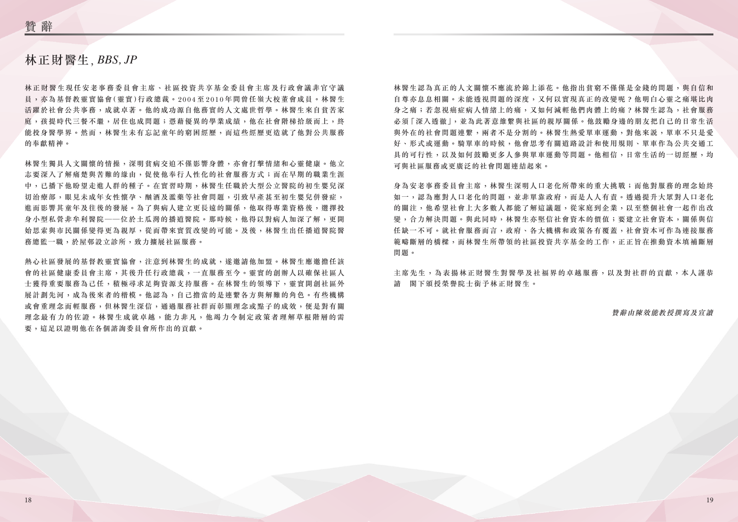# 林正財醫生, *BBS, JP*

林正財醫生現任安老事務委員會主席、社區投資共享基金委員會主席及行政會議非官守議員，亦為基督教靈實協會(靈實)行政總裁。2004至2010年間曾任嶺大校董會成員。林醫生活躍於社會公共事務，成就卓著。他的成功源自他務實的人文處世哲學。林醫生來自貧苦家庭，孩提時代三餐不繼，居住也成問題；憑藉優異的學業成績，他在社會階梯拾級而上，終能投身醫學界。然而，林醫生未有忘記童年的窮困經歷，而這些經歷更造就了他對公共服務的奉獻精神。

林醫生獨具人文關懷的情操，深明貧病交迫不僅影響身體，亦會打擊情緒和心靈健康。他立志要深入了解痛楚與苦難的緣由，促使他奉行人性化的社會服務方式；而在早期的職業生涯中，已播下他盼望走進人群的種子。在實習時期，林醫生任職於大型公立醫院的初生嬰兒深切治療部，眼見未成年女性懷孕、酗酒及濫藥等社會問題，引致早產甚至初生嬰兒併發症，進而影響其童年及往後的發展。為了與病人建立更長遠的關係，他取得專業資格後，選擇投身小型私營非牟利醫院——位於土瓜灣的播道醫院。那時候，他得以對病人加深了解，更開始思索與市民關係變得更為親厚，從而帶來實質改變的可能。及後，林醫生出任播道醫院醫務總監一職，於屋邨設立診所，致力擴展社區服務。

熱心社區發展的基督教靈實協會，注意到林醫生的成就，遂邀請他加盟。林醫生應邀擔任該會的社區健康委員會主席，其後升任行政總裁，一直服務至今。靈實的創辦人以確保社區人士獲得重要服務為己任，積極尋求足夠資源支持服務。在林醫生的領導下，靈實開創社區外展計劃先河，成為後來者的楷模。他認為，自己擔當的是連繫各方與解難的角色。有些機構或會重理念而輕服務，但林醫生深信，通過服務社群而彰顯理念或點子的成效，便是對有關理念最有力的佐證。林醫生成就卓越，能力非凡，他竭力令制定政策者理解草根階層的需要，這足以證明他在各個諮詢委員會所作出的貢獻。

林醫生認為真正的人文關懷不應流於錦上添花。他指出貧窮不僅僅是金錢的問題，與自信和自尊亦息息相關。未能透視問題的深度，又何以實現真正的改變呢？他明白心靈之痛堪比肉身之痛；若忽視癌症病人情緒上的痛，又如何減輕他們肉體上的痛？林醫生認為，社會服務必須「深入透徹」，並為此著意維繫與社區的親厚關係。他鼓勵身邊的朋友把自己的日常生活與外在的社會問題連繫，兩者不是分割的。林醫生熱愛單車運動，對他來說，單車不只是愛好、形式或運動。騎單車的時候，他會思考有關道路設計和使用規則、單車作為公共交通工具的可行性，以及如何鼓勵更多人參與單車運動等問題。他相信，日常生活的一切經歷，均可與社區服務或更廣泛的社會問題連結起來。

身為安老事務委員會主席，林醫生深明人口老化所帶來的重大挑戰；而他對服務的理念始終如一，認為應對人口老化的問題，並非單靠政府，而是人人有責。透過提升大眾對人口老化的關注，他希望社會上大多數人都能了解這議題，從家庭到企業，以至整個社會一起作出改變，合力解決問題。與此同時，林醫生亦堅信社會資本的價值；要建立社會資本，關係與信任缺一不可。就社會服務而言，政府、各大機構和政策各有覆蓋，社會資本可作為連接服務範疇斷層的橋樑，而林醫生所帶領的社區投資共享基金的工作，正正旨在推動資本填補斷層問題。

主席先生，為表揚林正財醫生對醫學及社福界的卓越服務，以及對社群的貢獻，本人謹恭請　閣下頒授榮譽院士銜予林正財醫生。

*贊辭由陳效能教授撰寫及宣讀*